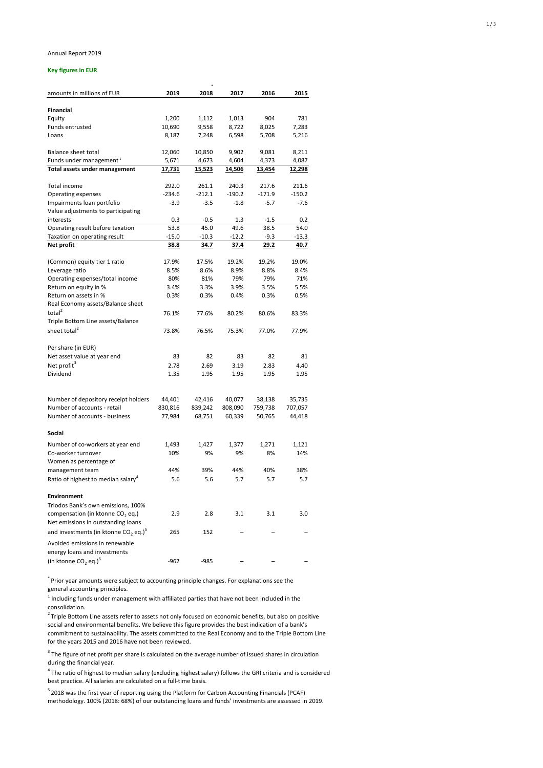Annual Report 2019

**Key figures in EUR**

| amounts in millions of EUR | 2019 | 2018* | 2017 | 2016 | 2015 |
|---|---|---|---|---|---|
| **Financial** | | | | | |
| Equity | 1,200 | 1,112 | 1,013 | 904 | 781 |
| Funds entrusted | 10,690 | 9,558 | 8,722 | 8,025 | 7,283 |
| Loans | 8,187 | 7,248 | 6,598 | 5,708 | 5,216 |
| | | | | | |
| Balance sheet total | 12,060 | 10,850 | 9,902 | 9,081 | 8,211 |
| Funds under management [1] | 5,671 | 4,673 | 4,604 | 4,373 | 4,087 |
| **Total assets under management** | **17,731** | **15,523** | **14,506** | **13,454** | **12,298** |
| | | | | | |
| Total income | 292.0 | 261.1 | 240.3 | 217.6 | 211.6 |
| Operating expenses | -234.6 | -212.1 | -190.2 | -171.9 | -150.2 |
| Impairments loan portfolio | -3.9 | -3.5 | -1.8 | -5.7 | -7.6 |
| Value adjustments to participating interests | 0.3 | -0.5 | 1.3 | -1.5 | 0.2 |
| Operating result before taxation | 53.8 | 45.0 | 49.6 | 38.5 | 54.0 |
| Taxation on operating result | -15.0 | -10.3 | -12.2 | -9.3 | -13.3 |
| **Net profit** | **38.8** | **34.7** | **37.4** | **29.2** | **40.7** |
| | | | | | |
| (Common) equity tier 1 ratio | 17.9% | 17.5% | 19.2% | 19.2% | 19.0% |
| Leverage ratio | 8.5% | 8.6% | 8.9% | 8.8% | 8.4% |
| Operating expenses/total income | 80% | 81% | 79% | 79% | 71% |
| Return on equity in % | 3.4% | 3.3% | 3.9% | 3.5% | 5.5% |
| Return on assets in % | 0.3% | 0.3% | 0.4% | 0.3% | 0.5% |
| Real Economy assets/Balance sheet total[2] | 76.1% | 77.6% | 80.2% | 80.6% | 83.3% |
| Triple Bottom Line assets/Balance sheet total[2] | 73.8% | 76.5% | 75.3% | 77.0% | 77.9% |
| | | | | | |
| Per share (in EUR) | | | | | |
| Net asset value at year end | 83 | 82 | 83 | 82 | 81 |
| Net profit[3] | 2.78 | 2.69 | 3.19 | 2.83 | 4.40 |
| Dividend | 1.35 | 1.95 | 1.95 | 1.95 | 1.95 |
| | | | | | |
| Number of depository receipt holders | 44,401 | 42,416 | 40,077 | 38,138 | 35,735 |
| Number of accounts - retail | 830,816 | 839,242 | 808,090 | 759,738 | 707,057 |
| Number of accounts - business | 77,984 | 68,751 | 60,339 | 50,765 | 44,418 |
| | | | | | |
| **Social** | | | | | |
| Number of co-workers at year end | 1,493 | 1,427 | 1,377 | 1,271 | 1,121 |
| Co-worker turnover | 10% | 9% | 9% | 8% | 14% |
| Women as percentage of management team | 44% | 39% | 44% | 40% | 38% |
| Ratio of highest to median salary[4] | 5.6 | 5.6 | 5.7 | 5.7 | 5.7 |
| | | | | | |
| **Environment** | | | | | |
| Triodos Bank's own emissions, 100% compensation (in ktonne $CO_2$ eq.) | 2.9 | 2.8 | 3.1 | 3.1 | 3.0 |
| Net emissions in outstanding loans and investments (in ktonne $CO_2$ eq.)[5] | 265 | 152 | – | – | – |
| Avoided emissions in renewable energy loans and investments (in ktonne $CO_2$ eq.)[5] | -962 | -985 | – | – | – |

* Prior year amounts were subject to accounting principle changes. For explanations see the general accounting principles.

[1] Including funds under management with affiliated parties that have not been included in the consolidation.

[2] Triple Bottom Line assets refer to assets not only focused on economic benefits, but also on positive social and environmental benefits. We believe this figure provides the best indication of a bank's commitment to sustainability. The assets committed to the Real Economy and to the Triple Bottom Line for the years 2015 and 2016 have not been reviewed.

[3] The figure of net profit per share is calculated on the average number of issued shares in circulation during the financial year.

[4] The ratio of highest to median salary (excluding highest salary) follows the GRI criteria and is considered best practice. All salaries are calculated on a full-time basis.

[5] 2018 was the first year of reporting using the Platform for Carbon Accounting Financials (PCAF) methodology. 100% (2018: 68%) of our outstanding loans and funds' investments are assessed in 2019.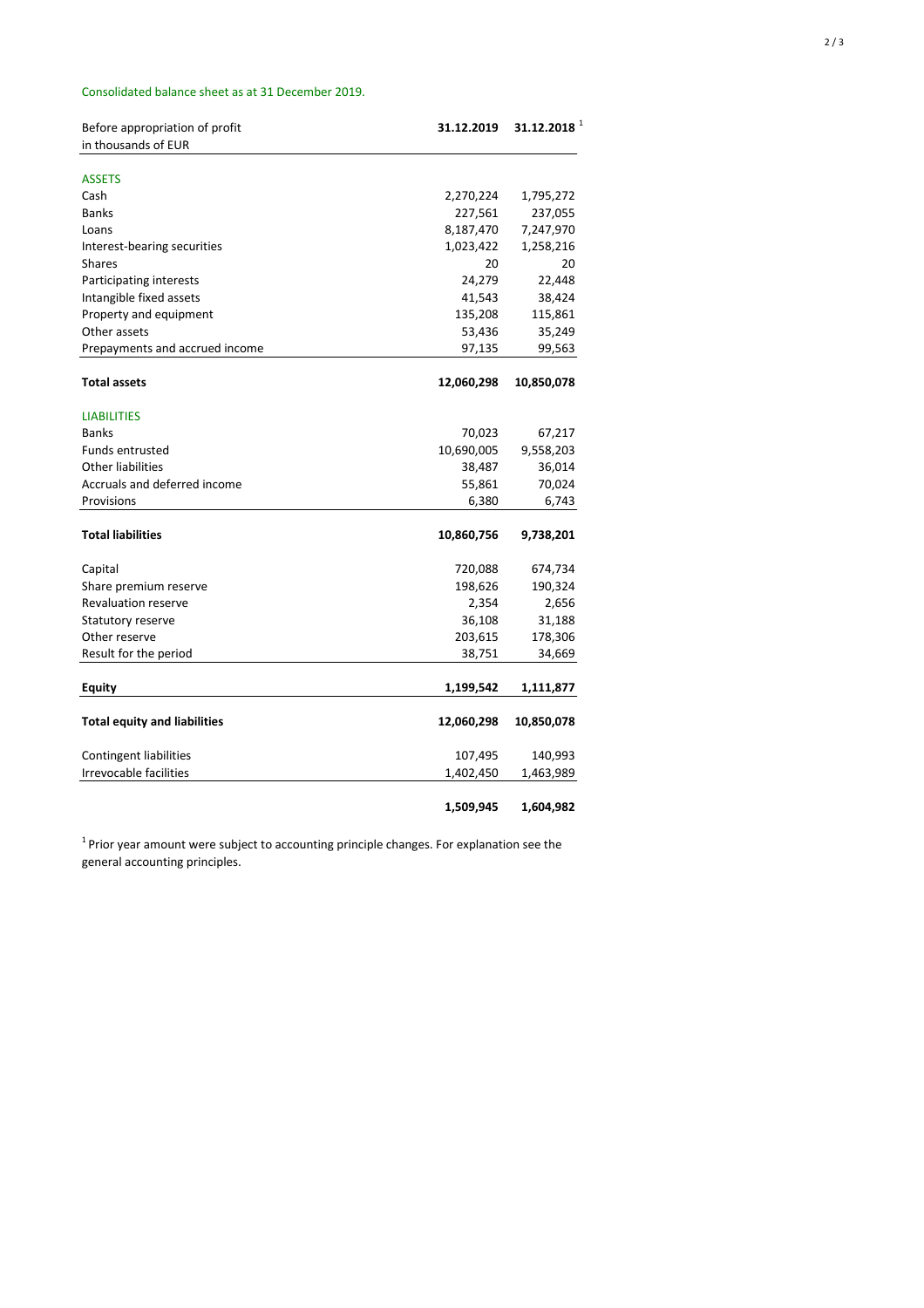Consolidated balance sheet as at 31 December 2019.

| Before appropriation of profit<br>in thousands of EUR | 31.12.2019 | 31.12.2018 [1] |
|---|---|---|
| ASSETS | | |
| Cash | 2,270,224 | 1,795,272 |
| Banks | 227,561 | 237,055 |
| Loans | 8,187,470 | 7,247,970 |
| Interest-bearing securities | 1,023,422 | 1,258,216 |
| Shares | 20 | 20 |
| Participating interests | 24,279 | 22,448 |
| Intangible fixed assets | 41,543 | 38,424 |
| Property and equipment | 135,208 | 115,861 |
| Other assets | 53,436 | 35,249 |
| Prepayments and accrued income | 97,135 | 99,563 |
| **Total assets** | **12,060,298** | **10,850,078** |
| LIABILITIES | | |
| Banks | 70,023 | 67,217 |
| Funds entrusted | 10,690,005 | 9,558,203 |
| Other liabilities | 38,487 | 36,014 |
| Accruals and deferred income | 55,861 | 70,024 |
| Provisions | 6,380 | 6,743 |
| **Total liabilities** | **10,860,756** | **9,738,201** |
| Capital | 720,088 | 674,734 |
| Share premium reserve | 198,626 | 190,324 |
| Revaluation reserve | 2,354 | 2,656 |
| Statutory reserve | 36,108 | 31,188 |
| Other reserve | 203,615 | 178,306 |
| Result for the period | 38,751 | 34,669 |
| **Equity** | **1,199,542** | **1,111,877** |
| **Total equity and liabilities** | **12,060,298** | **10,850,078** |
| Contingent liabilities | 107,495 | 140,993 |
| Irrevocable facilities | 1,402,450 | 1,463,989 |
| | **1,509,945** | **1,604,982** |

[1] Prior year amount were subject to accounting principle changes. For explanation see the general accounting principles.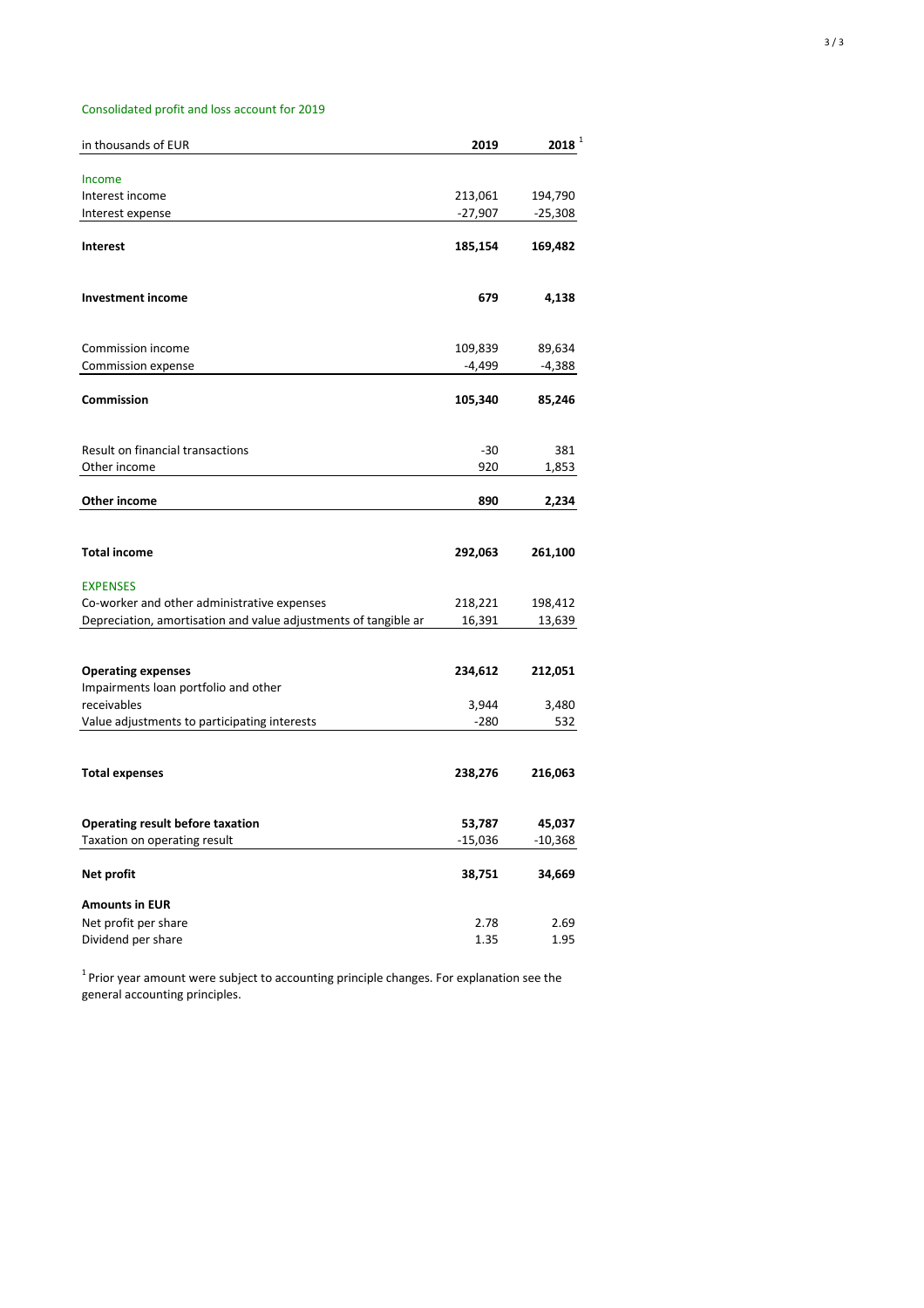## Consolidated profit and loss account for 2019

| in thousands of EUR | 2019 | 2018 [1] |
|---|---|---|
| Income | | |
| Interest income | 213,061 | 194,790 |
| Interest expense | -27,907 | -25,308 |
| **Interest** | **185,154** | **169,482** |
| **Investment income** | **679** | **4,138** |
| Commission income | 109,839 | 89,634 |
| Commission expense | -4,499 | -4,388 |
| **Commission** | **105,340** | **85,246** |
| Result on financial transactions | -30 | 381 |
| Other income | 920 | 1,853 |
| **Other income** | **890** | **2,234** |
| **Total income** | **292,063** | **261,100** |
| EXPENSES | | |
| Co-worker and other administrative expenses | 218,221 | 198,412 |
| Depreciation, amortisation and value adjustments of tangible ar | 16,391 | 13,639 |
| **Operating expenses** | **234,612** | **212,051** |
| Impairments loan portfolio and other receivables | 3,944 | 3,480 |
| Value adjustments to participating interests | -280 | 532 |
| **Total expenses** | **238,276** | **216,063** |
| **Operating result before taxation** | **53,787** | **45,037** |
| Taxation on operating result | -15,036 | -10,368 |
| **Net profit** | **38,751** | **34,669** |
| **Amounts in EUR** | | |
| Net profit per share | 2.78 | 2.69 |
| Dividend per share | 1.35 | 1.95 |

[1] Prior year amount were subject to accounting principle changes. For explanation see the general accounting principles.